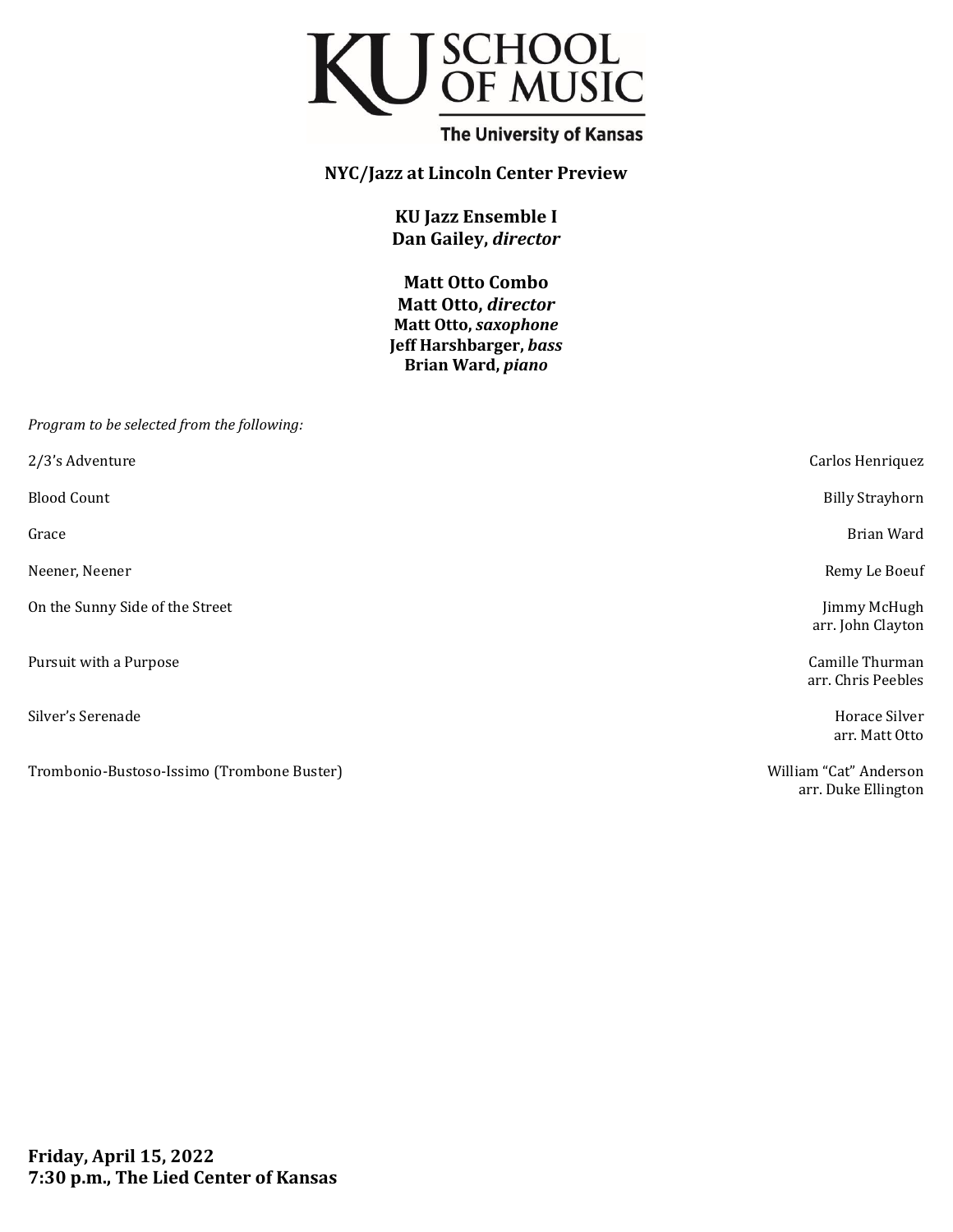KU SCHOOL OF MUSIC

The University of Kansas

**NYC/Jazz at Lincoln Center Preview**

**KU Jazz Ensemble I**
**Dan Gailey, *director***

**Matt Otto Combo**
**Matt Otto, *director***
**Matt Otto, *saxophone***
**Jeff Harshbarger, *bass***
**Brian Ward, *piano***

*Program to be selected from the following:*

| | |
|---|---|
| 2/3's Adventure | Carlos Henriquez |
| Blood Count | Billy Strayhorn |
| Grace | Brian Ward |
| Neener, Neener | Remy Le Boeuf |
| On the Sunny Side of the Street | Jimmy McHugh<br>arr. John Clayton |
| Pursuit with a Purpose | Camille Thurman<br>arr. Chris Peebles |
| Silver's Serenade | Horace Silver<br>arr. Matt Otto |
| Trombonio-Bustoso-Issimo (Trombone Buster) | William "Cat" Anderson<br>arr. Duke Ellington |

**Friday, April 15, 2022**
**7:30 p.m., The Lied Center of Kansas**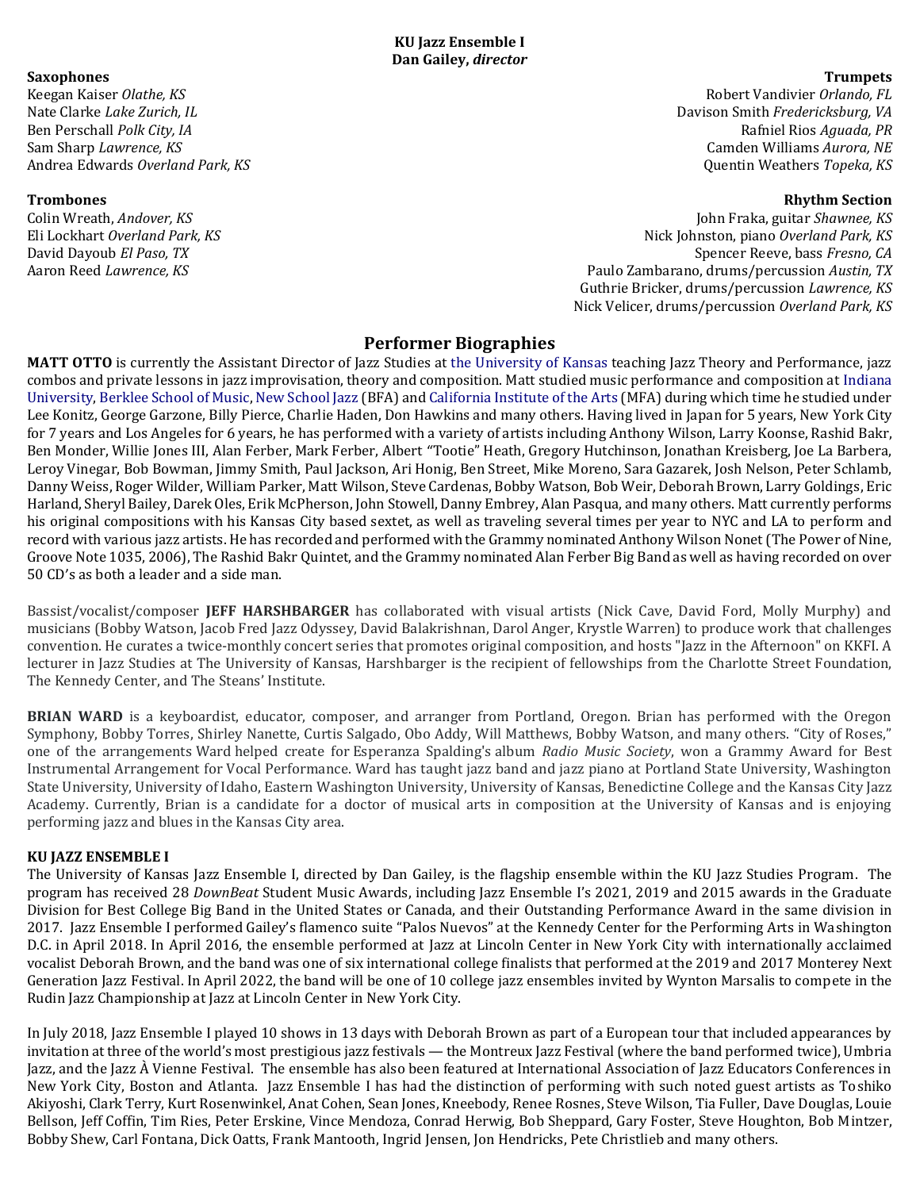**KU Jazz Ensemble I**
**Dan Gailey, *director***

**Saxophones**
Keegan Kaiser *Olathe, KS*
Nate Clarke *Lake Zurich, IL*
Ben Perschall *Polk City, IA*
Sam Sharp *Lawrence, KS*
Andrea Edwards *Overland Park, KS*

**Trumpets**
Robert Vandivier *Orlando, FL*
Davison Smith *Fredericksburg, VA*
Rafniel Rios *Aguada, PR*
Camden Williams *Aurora, NE*
Quentin Weathers *Topeka, KS*

**Trombones**
Colin Wreath, *Andover, KS*
Eli Lockhart *Overland Park, KS*
David Dayoub *El Paso, TX*
Aaron Reed *Lawrence, KS*

**Rhythm Section**
John Fraka, guitar *Shawnee, KS*
Nick Johnston, piano *Overland Park, KS*
Spencer Reeve, bass *Fresno, CA*
Paulo Zambarano, drums/percussion *Austin, TX*
Guthrie Bricker, drums/percussion *Lawrence, KS*
Nick Velicer, drums/percussion *Overland Park, KS*

## Performer Biographies

**MATT OTTO** is currently the Assistant Director of Jazz Studies at the University of Kansas teaching Jazz Theory and Performance, jazz combos and private lessons in jazz improvisation, theory and composition. Matt studied music performance and composition at Indiana University, Berklee School of Music, New School Jazz (BFA) and California Institute of the Arts (MFA) during which time he studied under Lee Konitz, George Garzone, Billy Pierce, Charlie Haden, Don Hawkins and many others. Having lived in Japan for 5 years, New York City for 7 years and Los Angeles for 6 years, he has performed with a variety of artists including Anthony Wilson, Larry Koonse, Rashid Bakr, Ben Monder, Willie Jones III, Alan Ferber, Mark Ferber, Albert "Tootie" Heath, Gregory Hutchinson, Jonathan Kreisberg, Joe La Barbera, Leroy Vinegar, Bob Bowman, Jimmy Smith, Paul Jackson, Ari Honig, Ben Street, Mike Moreno, Sara Gazarek, Josh Nelson, Peter Schlamb, Danny Weiss, Roger Wilder, William Parker, Matt Wilson, Steve Cardenas, Bobby Watson, Bob Weir, Deborah Brown, Larry Goldings, Eric Harland, Sheryl Bailey, Darek Oles, Erik McPherson, John Stowell, Danny Embrey, Alan Pasqua, and many others. Matt currently performs his original compositions with his Kansas City based sextet, as well as traveling several times per year to NYC and LA to perform and record with various jazz artists. He has recorded and performed with the Grammy nominated Anthony Wilson Nonet (The Power of Nine, Groove Note 1035, 2006), The Rashid Bakr Quintet, and the Grammy nominated Alan Ferber Big Band as well as having recorded on over 50 CD's as both a leader and a side man.

Bassist/vocalist/composer **JEFF HARSHBARGER** has collaborated with visual artists (Nick Cave, David Ford, Molly Murphy) and musicians (Bobby Watson, Jacob Fred Jazz Odyssey, David Balakrishnan, Darol Anger, Krystle Warren) to produce work that challenges convention. He curates a twice-monthly concert series that promotes original composition, and hosts "Jazz in the Afternoon" on KKFI. A lecturer in Jazz Studies at The University of Kansas, Harshbarger is the recipient of fellowships from the Charlotte Street Foundation, The Kennedy Center, and The Steans' Institute.

**BRIAN WARD** is a keyboardist, educator, composer, and arranger from Portland, Oregon. Brian has performed with the Oregon Symphony, Bobby Torres, Shirley Nanette, Curtis Salgado, Obo Addy, Will Matthews, Bobby Watson, and many others. "City of Roses," one of the arrangements Ward helped create for Esperanza Spalding's album *Radio Music Society*, won a Grammy Award for Best Instrumental Arrangement for Vocal Performance. Ward has taught jazz band and jazz piano at Portland State University, Washington State University, University of Idaho, Eastern Washington University, University of Kansas, Benedictine College and the Kansas City Jazz Academy. Currently, Brian is a candidate for a doctor of musical arts in composition at the University of Kansas and is enjoying performing jazz and blues in the Kansas City area.

**KU JAZZ ENSEMBLE I**

The University of Kansas Jazz Ensemble I, directed by Dan Gailey, is the flagship ensemble within the KU Jazz Studies Program. The program has received 28 *DownBeat* Student Music Awards, including Jazz Ensemble I's 2021, 2019 and 2015 awards in the Graduate Division for Best College Big Band in the United States or Canada, and their Outstanding Performance Award in the same division in 2017. Jazz Ensemble I performed Gailey's flamenco suite "Palos Nuevos" at the Kennedy Center for the Performing Arts in Washington D.C. in April 2018. In April 2016, the ensemble performed at Jazz at Lincoln Center in New York City with internationally acclaimed vocalist Deborah Brown, and the band was one of six international college finalists that performed at the 2019 and 2017 Monterey Next Generation Jazz Festival. In April 2022, the band will be one of 10 college jazz ensembles invited by Wynton Marsalis to compete in the Rudin Jazz Championship at Jazz at Lincoln Center in New York City.

In July 2018, Jazz Ensemble I played 10 shows in 13 days with Deborah Brown as part of a European tour that included appearances by invitation at three of the world's most prestigious jazz festivals — the Montreux Jazz Festival (where the band performed twice), Umbria Jazz, and the Jazz À Vienne Festival. The ensemble has also been featured at International Association of Jazz Educators Conferences in New York City, Boston and Atlanta. Jazz Ensemble I has had the distinction of performing with such noted guest artists as Toshiko Akiyoshi, Clark Terry, Kurt Rosenwinkel, Anat Cohen, Sean Jones, Kneebody, Renee Rosnes, Steve Wilson, Tia Fuller, Dave Douglas, Louie Bellson, Jeff Coffin, Tim Ries, Peter Erskine, Vince Mendoza, Conrad Herwig, Bob Sheppard, Gary Foster, Steve Houghton, Bob Mintzer, Bobby Shew, Carl Fontana, Dick Oatts, Frank Mantooth, Ingrid Jensen, Jon Hendricks, Pete Christlieb and many others.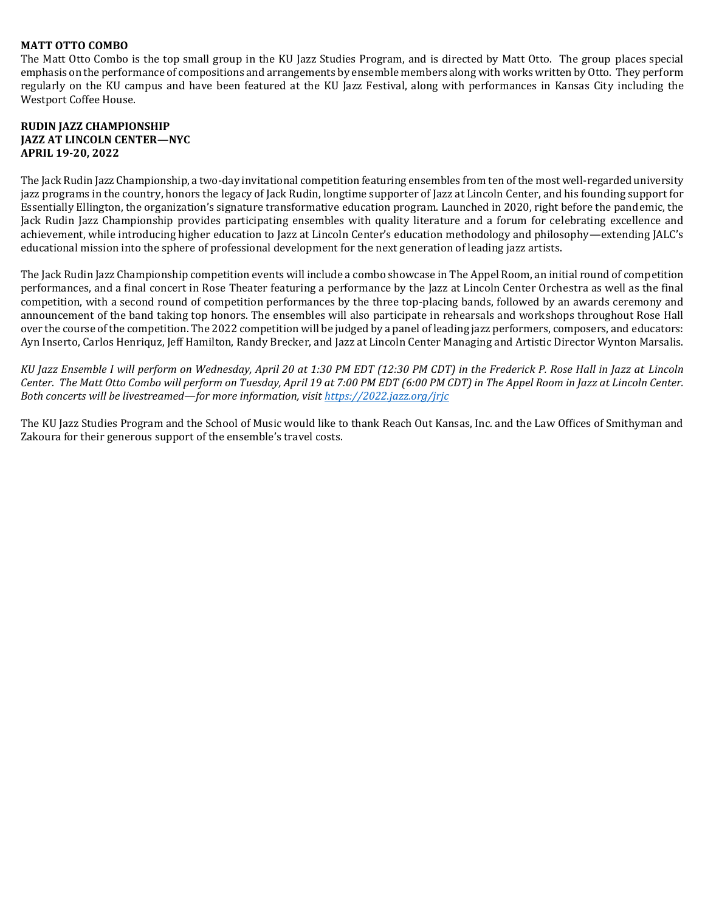**MATT OTTO COMBO**

The Matt Otto Combo is the top small group in the KU Jazz Studies Program, and is directed by Matt Otto. The group places special emphasis on the performance of compositions and arrangements by ensemble members along with works written by Otto. They perform regularly on the KU campus and have been featured at the KU Jazz Festival, along with performances in Kansas City including the Westport Coffee House.

**RUDIN JAZZ CHAMPIONSHIP**
**JAZZ AT LINCOLN CENTER—NYC**
**APRIL 19-20, 2022**

The Jack Rudin Jazz Championship, a two-day invitational competition featuring ensembles from ten of the most well-regarded university jazz programs in the country, honors the legacy of Jack Rudin, longtime supporter of Jazz at Lincoln Center, and his founding support for Essentially Ellington, the organization's signature transformative education program. Launched in 2020, right before the pandemic, the Jack Rudin Jazz Championship provides participating ensembles with quality literature and a forum for celebrating excellence and achievement, while introducing higher education to Jazz at Lincoln Center's education methodology and philosophy—extending JALC's educational mission into the sphere of professional development for the next generation of leading jazz artists.

The Jack Rudin Jazz Championship competition events will include a combo showcase in The Appel Room, an initial round of competition performances, and a final concert in Rose Theater featuring a performance by the Jazz at Lincoln Center Orchestra as well as the final competition, with a second round of competition performances by the three top-placing bands, followed by an awards ceremony and announcement of the band taking top honors. The ensembles will also participate in rehearsals and workshops throughout Rose Hall over the course of the competition. The 2022 competition will be judged by a panel of leading jazz performers, composers, and educators: Ayn Inserto, Carlos Henriquz, Jeff Hamilton, Randy Brecker, and Jazz at Lincoln Center Managing and Artistic Director Wynton Marsalis.

*KU Jazz Ensemble I will perform on Wednesday, April 20 at 1:30 PM EDT (12:30 PM CDT) in the Frederick P. Rose Hall in Jazz at Lincoln Center. The Matt Otto Combo will perform on Tuesday, April 19 at 7:00 PM EDT (6:00 PM CDT) in The Appel Room in Jazz at Lincoln Center. Both concerts will be livestreamed—for more information, visit [https://2022.jazz.org/jrjc](https://2022.jazz.org/jrjc)*

The KU Jazz Studies Program and the School of Music would like to thank Reach Out Kansas, Inc. and the Law Offices of Smithyman and Zakoura for their generous support of the ensemble's travel costs.